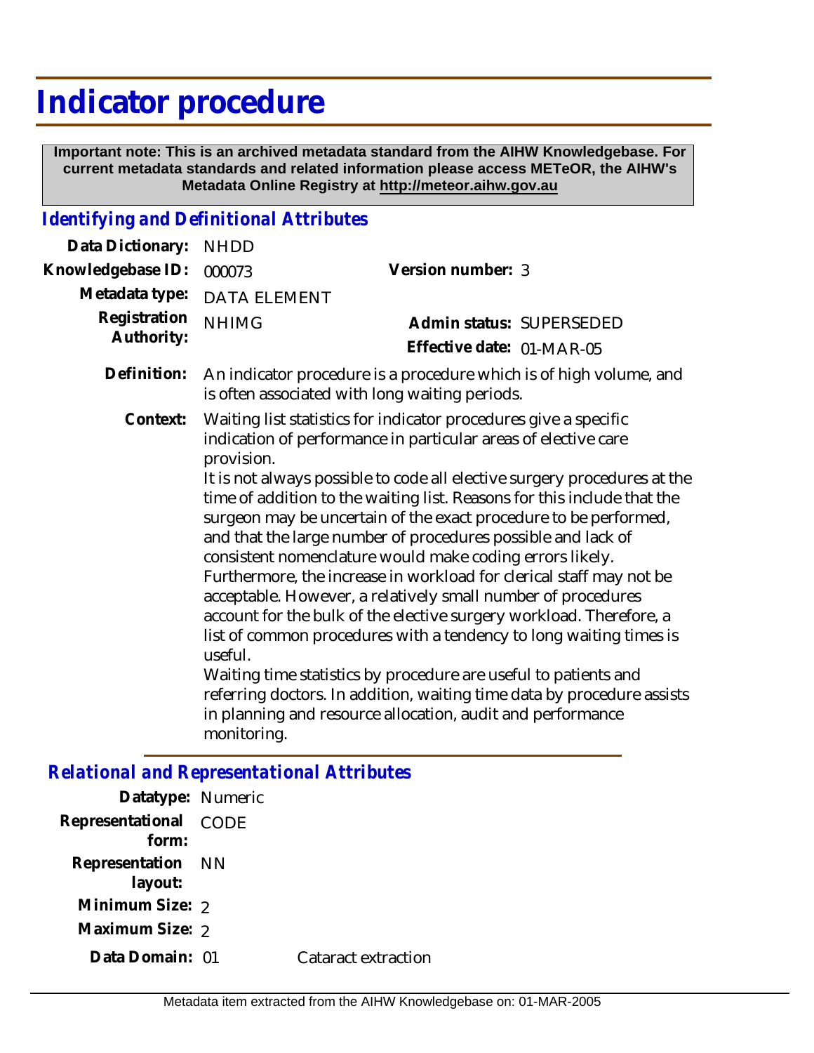# Indicator procedure

**Important note: This is an archived metadata standard from the AIHW Knowledgebase. For current metadata standards and related information please access METeOR, the AIHW's Metadata Online Registry at http://meteor.aihw.gov.au**

## *Identifying and Definitional Attributes*

**Data Dictionary:** NHDD

**Knowledgebase ID:** 000073

**Version number:** 3

**Metadata type:** DATA ELEMENT

**Registration Authority:** NHIMG

**Admin status:** SUPERSEDED

**Effective date:** 01-MAR-05

**Definition:** An indicator procedure is a procedure which is of high volume, and is often associated with long waiting periods.

**Context:** Waiting list statistics for indicator procedures give a specific indication of performance in particular areas of elective care provision.

It is not always possible to code all elective surgery procedures at the time of addition to the waiting list. Reasons for this include that the surgeon may be uncertain of the exact procedure to be performed, and that the large number of procedures possible and lack of consistent nomenclature would make coding errors likely. Furthermore, the increase in workload for clerical staff may not be acceptable. However, a relatively small number of procedures account for the bulk of the elective surgery workload. Therefore, a list of common procedures with a tendency to long waiting times is useful.

Waiting time statistics by procedure are useful to patients and referring doctors. In addition, waiting time data by procedure assists in planning and resource allocation, audit and performance monitoring.

## *Relational and Representational Attributes*

**Datatype:** Numeric

**Representational form:** CODE

**Representation layout:** NN

**Minimum Size:** 2

**Maximum Size:** 2

**Data Domain:** 01 Cataract extraction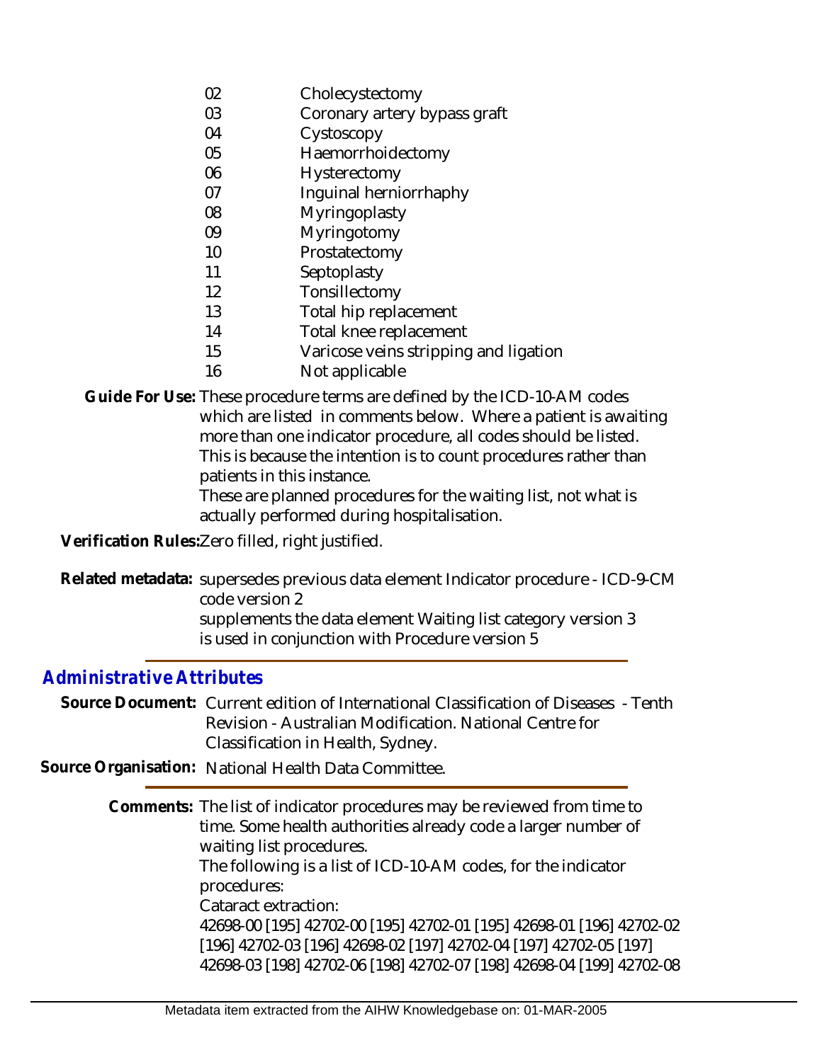| | |
|---|---|
| 02 | Cholecystectomy |
| 03 | Coronary artery bypass graft |
| 04 | Cystoscopy |
| 05 | Haemorrhoidectomy |
| 06 | Hysterectomy |
| 07 | Inguinal herniorrhaphy |
| 08 | Myringoplasty |
| 09 | Myringotomy |
| 10 | Prostatectomy |
| 11 | Septoplasty |
| 12 | Tonsillectomy |
| 13 | Total hip replacement |
| 14 | Total knee replacement |
| 15 | Varicose veins stripping and ligation |
| 16 | Not applicable |

**Guide For Use:** These procedure terms are defined by the ICD-10-AM codes which are listed in comments below. Where a patient is awaiting more than one indicator procedure, all codes should be listed. This is because the intention is to count procedures rather than patients in this instance.
These are planned procedures for the waiting list, not what is actually performed during hospitalisation.

**Verification Rules:** Zero filled, right justified.

**Related metadata:** supersedes previous data element Indicator procedure - ICD-9-CM code version 2
supplements the data element Waiting list category version 3
is used in conjunction with Procedure version 5

## Administrative Attributes

**Source Document:** Current edition of International Classification of Diseases - Tenth Revision - Australian Modification. National Centre for Classification in Health, Sydney.

**Source Organisation:** National Health Data Committee.

**Comments:** The list of indicator procedures may be reviewed from time to time. Some health authorities already code a larger number of waiting list procedures.
The following is a list of ICD-10-AM codes, for the indicator procedures:
Cataract extraction:
42698-00 [195] 42702-00 [195] 42702-01 [195] 42698-01 [196] 42702-02 [196] 42702-03 [196] 42698-02 [197] 42702-04 [197] 42702-05 [197] 42698-03 [198] 42702-06 [198] 42702-07 [198] 42698-04 [199] 42702-08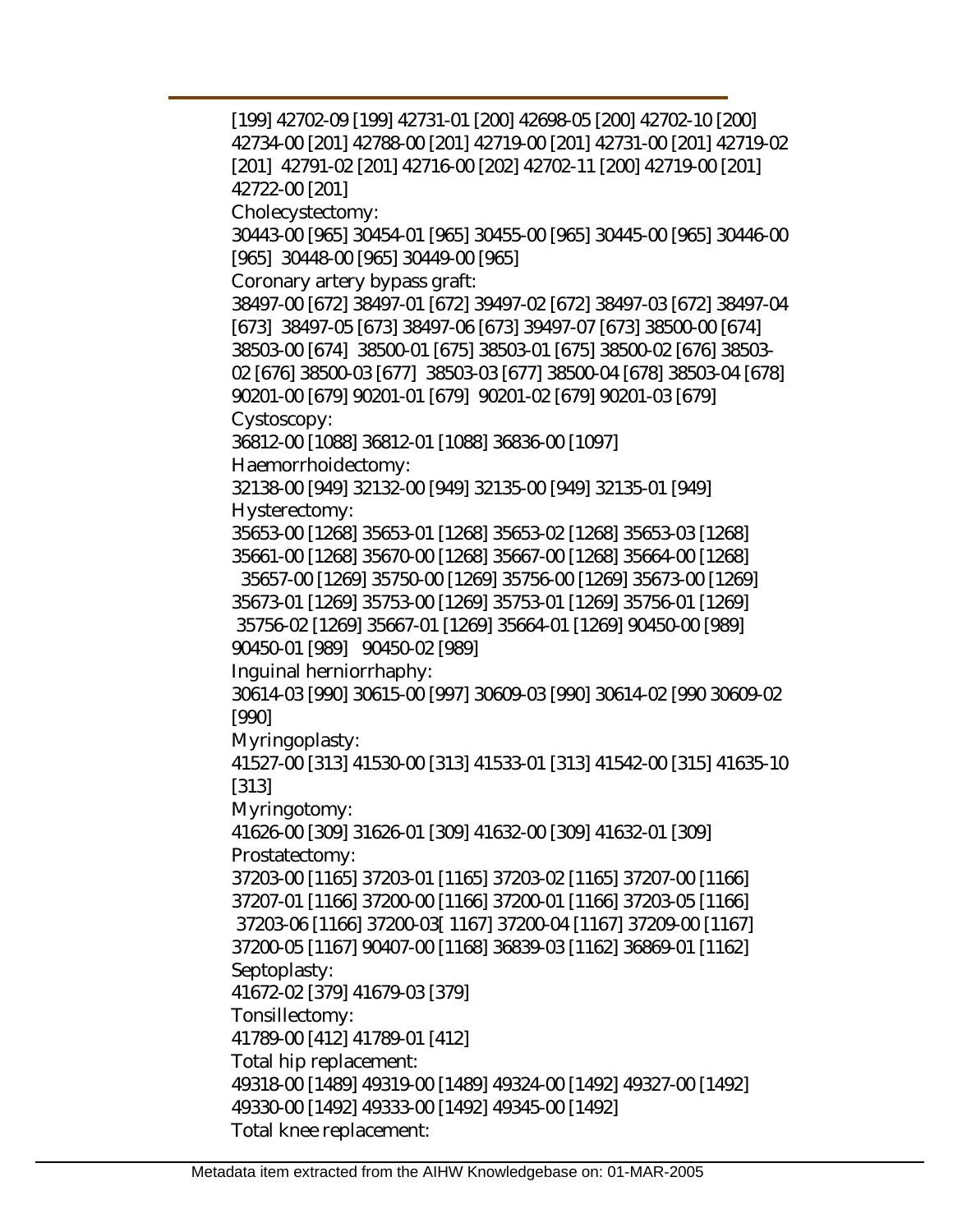[199] 42702-09 [199] 42731-01 [200] 42698-05 [200] 42702-10 [200] 42734-00 [201] 42788-00 [201] 42719-00 [201] 42731-00 [201] 42719-02 [201] 42791-02 [201] 42716-00 [202] 42702-11 [200] 42719-00 [201] 42722-00 [201]

Cholecystectomy:

30443-00 [965] 30454-01 [965] 30455-00 [965] 30445-00 [965] 30446-00 [965] 30448-00 [965] 30449-00 [965]

Coronary artery bypass graft:

38497-00 [672] 38497-01 [672] 39497-02 [672] 38497-03 [672] 38497-04 [673] 38497-05 [673] 38497-06 [673] 39497-07 [673] 38500-00 [674] 38503-00 [674] 38500-01 [675] 38503-01 [675] 38500-02 [676] 38503-02 [676] 38500-03 [677] 38503-03 [677] 38500-04 [678] 38503-04 [678] 90201-00 [679] 90201-01 [679] 90201-02 [679] 90201-03 [679]

Cystoscopy:

36812-00 [1088] 36812-01 [1088] 36836-00 [1097]

Haemorrhoidectomy:

32138-00 [949] 32132-00 [949] 32135-00 [949] 32135-01 [949]

Hysterectomy:

35653-00 [1268] 35653-01 [1268] 35653-02 [1268] 35653-03 [1268] 35661-00 [1268] 35670-00 [1268] 35667-00 [1268] 35664-00 [1268] 35657-00 [1269] 35750-00 [1269] 35756-00 [1269] 35673-00 [1269] 35673-01 [1269] 35753-00 [1269] 35753-01 [1269] 35756-01 [1269] 35756-02 [1269] 35667-01 [1269] 35664-01 [1269] 90450-00 [989] 90450-01 [989] 90450-02 [989]

Inguinal herniorrhaphy:

30614-03 [990] 30615-00 [997] 30609-03 [990] 30614-02 [990 30609-02 [990]

Myringoplasty:

41527-00 [313] 41530-00 [313] 41533-01 [313] 41542-00 [315] 41635-10 [313]

Myringotomy:

41626-00 [309] 31626-01 [309] 41632-00 [309] 41632-01 [309]

Prostatectomy:

37203-00 [1165] 37203-01 [1165] 37203-02 [1165] 37207-00 [1166] 37207-01 [1166] 37200-00 [1166] 37200-01 [1166] 37203-05 [1166] 37203-06 [1166] 37200-03[ 1167] 37200-04 [1167] 37209-00 [1167] 37200-05 [1167] 90407-00 [1168] 36839-03 [1162] 36869-01 [1162]

Septoplasty:

41672-02 [379] 41679-03 [379]

Tonsillectomy:

41789-00 [412] 41789-01 [412]

Total hip replacement:

49318-00 [1489] 49319-00 [1489] 49324-00 [1492] 49327-00 [1492] 49330-00 [1492] 49333-00 [1492] 49345-00 [1492]

Total knee replacement: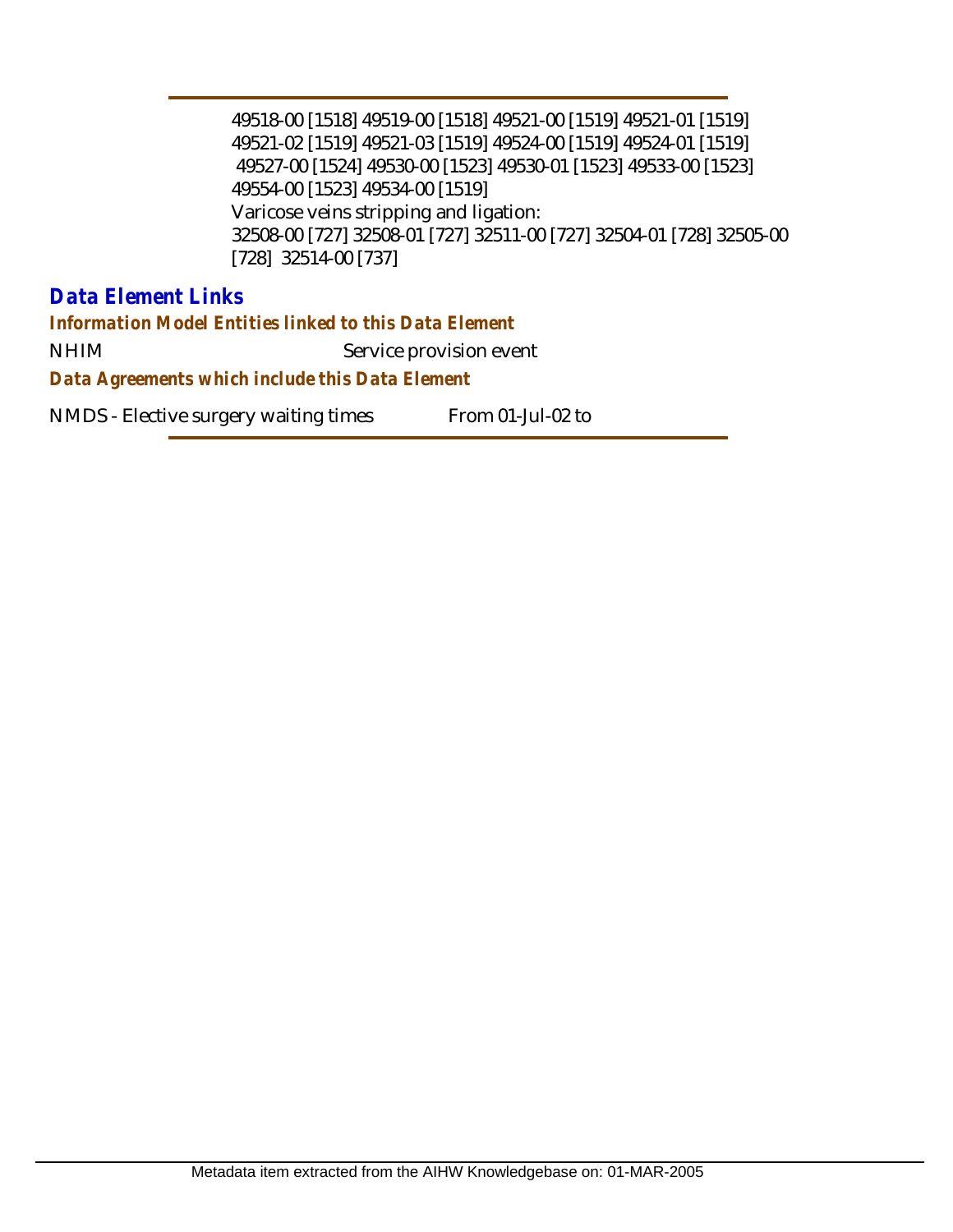49518-00 [1518] 49519-00 [1518] 49521-00 [1519] 49521-01 [1519] 49521-02 [1519] 49521-03 [1519] 49524-00 [1519] 49524-01 [1519] 49527-00 [1524] 49530-00 [1523] 49530-01 [1523] 49533-00 [1523] 49554-00 [1523] 49534-00 [1519]

Varicose veins stripping and ligation:

32508-00 [727] 32508-01 [727] 32511-00 [727] 32504-01 [728] 32505-00 [728] 32514-00 [737]

## Data Element Links

### *Information Model Entities linked to this Data Element*

| | |
|---|---|
| NHIM | Service provision event |

### *Data Agreements which include this Data Element*

| | |
|---|---|
| NMDS - Elective surgery waiting times | From 01-Jul-02 to |